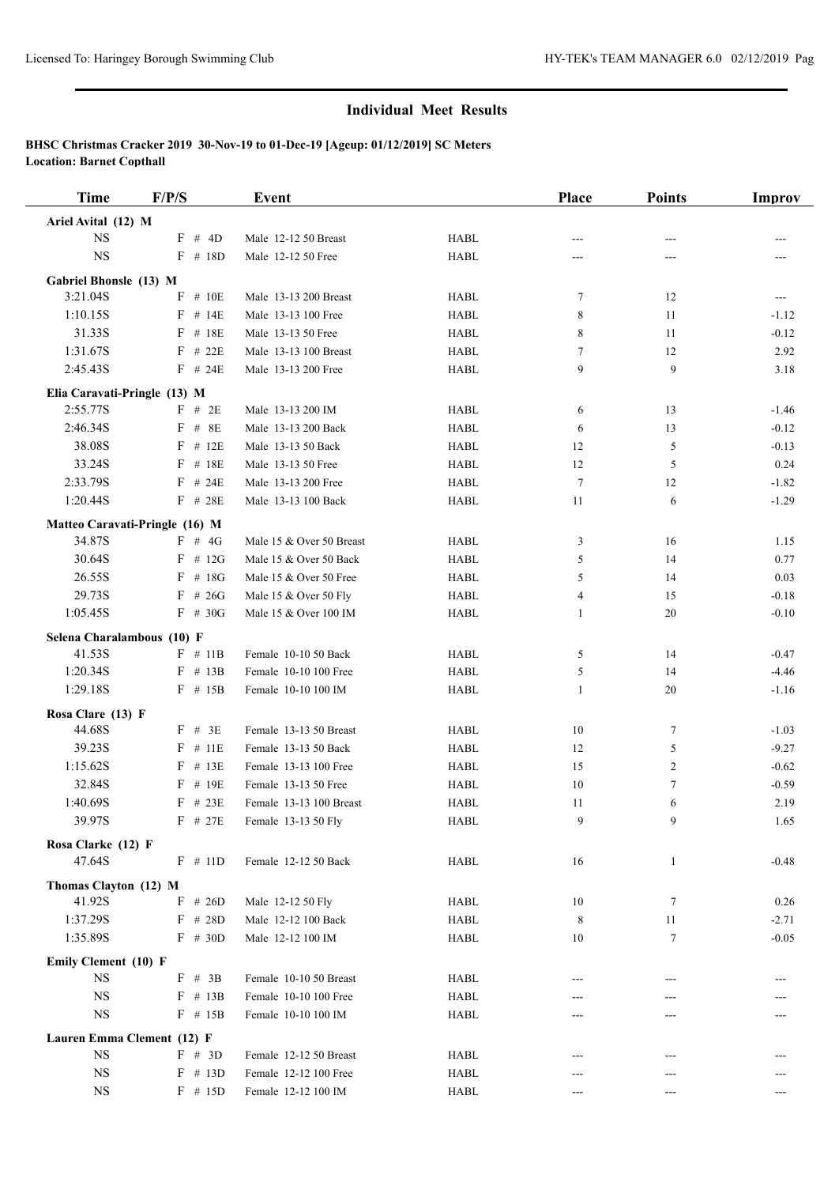## Individual Meet Results

**BHSC Christmas Cracker 2019 30-Nov-19 to 01-Dec-19 [Ageup: 01/12/2019] SC Meters**
**Location: Barnet Copthall**

| Time | F/P/S | Event | | Place | Points | Improv |
|---|---|---|---|---|---|---|
| **Ariel Avital (12) M** | | | | | | |
| NS | F # 4D | Male 12-12 50 Breast | HABL | --- | --- | --- |
| NS | F # 18D | Male 12-12 50 Free | HABL | --- | --- | --- |
| **Gabriel Bhonsle (13) M** | | | | | | |
| 3:21.04S | F # 10E | Male 13-13 200 Breast | HABL | 7 | 12 | --- |
| 1:10.15S | F # 14E | Male 13-13 100 Free | HABL | 8 | 11 | -1.12 |
| 31.33S | F # 18E | Male 13-13 50 Free | HABL | 8 | 11 | -0.12 |
| 1:31.67S | F # 22E | Male 13-13 100 Breast | HABL | 7 | 12 | 2.92 |
| 2:45.43S | F # 24E | Male 13-13 200 Free | HABL | 9 | 9 | 3.18 |
| **Elia Caravati-Pringle (13) M** | | | | | | |
| 2:55.77S | F # 2E | Male 13-13 200 IM | HABL | 6 | 13 | -1.46 |
| 2:46.34S | F # 8E | Male 13-13 200 Back | HABL | 6 | 13 | -0.12 |
| 38.08S | F # 12E | Male 13-13 50 Back | HABL | 12 | 5 | -0.13 |
| 33.24S | F # 18E | Male 13-13 50 Free | HABL | 12 | 5 | 0.24 |
| 2:33.79S | F # 24E | Male 13-13 200 Free | HABL | 7 | 12 | -1.82 |
| 1:20.44S | F # 28E | Male 13-13 100 Back | HABL | 11 | 6 | -1.29 |
| **Matteo Caravati-Pringle (16) M** | | | | | | |
| 34.87S | F # 4G | Male 15 & Over 50 Breast | HABL | 3 | 16 | 1.15 |
| 30.64S | F # 12G | Male 15 & Over 50 Back | HABL | 5 | 14 | 0.77 |
| 26.55S | F # 18G | Male 15 & Over 50 Free | HABL | 5 | 14 | 0.03 |
| 29.73S | F # 26G | Male 15 & Over 50 Fly | HABL | 4 | 15 | -0.18 |
| 1:05.45S | F # 30G | Male 15 & Over 100 IM | HABL | 1 | 20 | -0.10 |
| **Selena Charalambous (10) F** | | | | | | |
| 41.53S | F # 11B | Female 10-10 50 Back | HABL | 5 | 14 | -0.47 |
| 1:20.34S | F # 13B | Female 10-10 100 Free | HABL | 5 | 14 | -4.46 |
| 1:29.18S | F # 15B | Female 10-10 100 IM | HABL | 1 | 20 | -1.16 |
| **Rosa Clare (13) F** | | | | | | |
| 44.68S | F # 3E | Female 13-13 50 Breast | HABL | 10 | 7 | -1.03 |
| 39.23S | F # 11E | Female 13-13 50 Back | HABL | 12 | 5 | -9.27 |
| 1:15.62S | F # 13E | Female 13-13 100 Free | HABL | 15 | 2 | -0.62 |
| 32.84S | F # 19E | Female 13-13 50 Free | HABL | 10 | 7 | -0.59 |
| 1:40.69S | F # 23E | Female 13-13 100 Breast | HABL | 11 | 6 | 2.19 |
| 39.97S | F # 27E | Female 13-13 50 Fly | HABL | 9 | 9 | 1.65 |
| **Rosa Clarke (12) F** | | | | | | |
| 47.64S | F # 11D | Female 12-12 50 Back | HABL | 16 | 1 | -0.48 |
| **Thomas Clayton (12) M** | | | | | | |
| 41.92S | F # 26D | Male 12-12 50 Fly | HABL | 10 | 7 | 0.26 |
| 1:37.29S | F # 28D | Male 12-12 100 Back | HABL | 8 | 11 | -2.71 |
| 1:35.89S | F # 30D | Male 12-12 100 IM | HABL | 10 | 7 | -0.05 |
| **Emily Clement (10) F** | | | | | | |
| NS | F # 3B | Female 10-10 50 Breast | HABL | --- | --- | --- |
| NS | F # 13B | Female 10-10 100 Free | HABL | --- | --- | --- |
| NS | F # 15B | Female 10-10 100 IM | HABL | --- | --- | --- |
| **Lauren Emma Clement (12) F** | | | | | | |
| NS | F # 3D | Female 12-12 50 Breast | HABL | --- | --- | --- |
| NS | F # 13D | Female 12-12 100 Free | HABL | --- | --- | --- |
| NS | F # 15D | Female 12-12 100 IM | HABL | --- | --- | --- |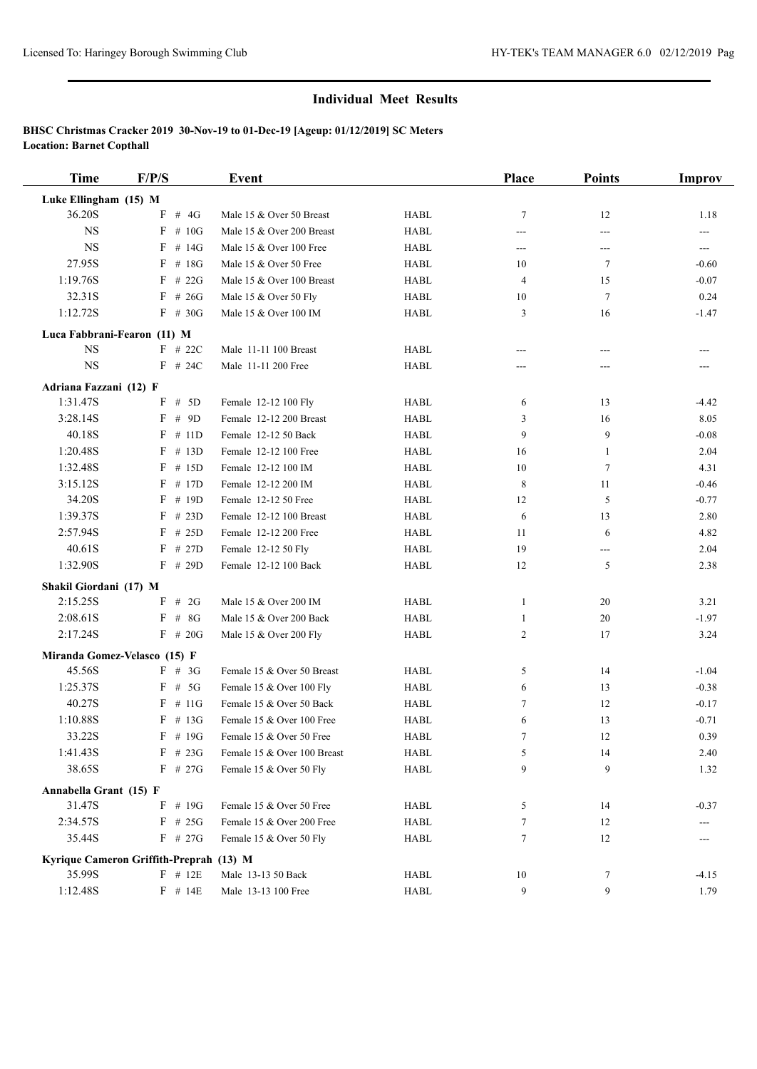## Individual Meet Results

**BHSC Christmas Cracker 2019 30-Nov-19 to 01-Dec-19 [Ageup: 01/12/2019] SC Meters**
**Location: Barnet Copthall**

| Time | F/P/S | Event | | Place | Points | Improv |
|---|---|---|---|---|---|---|
| **Luke Ellingham (15) M** | | | | | | |
| 36.20S | F # 4G | Male 15 & Over 50 Breast | HABL | 7 | 12 | 1.18 |
| NS | F # 10G | Male 15 & Over 200 Breast | HABL | --- | --- | --- |
| NS | F # 14G | Male 15 & Over 100 Free | HABL | --- | --- | --- |
| 27.95S | F # 18G | Male 15 & Over 50 Free | HABL | 10 | 7 | -0.60 |
| 1:19.76S | F # 22G | Male 15 & Over 100 Breast | HABL | 4 | 15 | -0.07 |
| 32.31S | F # 26G | Male 15 & Over 50 Fly | HABL | 10 | 7 | 0.24 |
| 1:12.72S | F # 30G | Male 15 & Over 100 IM | HABL | 3 | 16 | -1.47 |
| **Luca Fabbrani-Fearon (11) M** | | | | | | |
| NS | F # 22C | Male 11-11 100 Breast | HABL | --- | --- | --- |
| NS | F # 24C | Male 11-11 200 Free | HABL | --- | --- | --- |
| **Adriana Fazzani (12) F** | | | | | | |
| 1:31.47S | F # 5D | Female 12-12 100 Fly | HABL | 6 | 13 | -4.42 |
| 3:28.14S | F # 9D | Female 12-12 200 Breast | HABL | 3 | 16 | 8.05 |
| 40.18S | F # 11D | Female 12-12 50 Back | HABL | 9 | 9 | -0.08 |
| 1:20.48S | F # 13D | Female 12-12 100 Free | HABL | 16 | 1 | 2.04 |
| 1:32.48S | F # 15D | Female 12-12 100 IM | HABL | 10 | 7 | 4.31 |
| 3:15.12S | F # 17D | Female 12-12 200 IM | HABL | 8 | 11 | -0.46 |
| 34.20S | F # 19D | Female 12-12 50 Free | HABL | 12 | 5 | -0.77 |
| 1:39.37S | F # 23D | Female 12-12 100 Breast | HABL | 6 | 13 | 2.80 |
| 2:57.94S | F # 25D | Female 12-12 200 Free | HABL | 11 | 6 | 4.82 |
| 40.61S | F # 27D | Female 12-12 50 Fly | HABL | 19 | --- | 2.04 |
| 1:32.90S | F # 29D | Female 12-12 100 Back | HABL | 12 | 5 | 2.38 |
| **Shakil Giordani (17) M** | | | | | | |
| 2:15.25S | F # 2G | Male 15 & Over 200 IM | HABL | 1 | 20 | 3.21 |
| 2:08.61S | F # 8G | Male 15 & Over 200 Back | HABL | 1 | 20 | -1.97 |
| 2:17.24S | F # 20G | Male 15 & Over 200 Fly | HABL | 2 | 17 | 3.24 |
| **Miranda Gomez-Velasco (15) F** | | | | | | |
| 45.56S | F # 3G | Female 15 & Over 50 Breast | HABL | 5 | 14 | -1.04 |
| 1:25.37S | F # 5G | Female 15 & Over 100 Fly | HABL | 6 | 13 | -0.38 |
| 40.27S | F # 11G | Female 15 & Over 50 Back | HABL | 7 | 12 | -0.17 |
| 1:10.88S | F # 13G | Female 15 & Over 100 Free | HABL | 6 | 13 | -0.71 |
| 33.22S | F # 19G | Female 15 & Over 50 Free | HABL | 7 | 12 | 0.39 |
| 1:41.43S | F # 23G | Female 15 & Over 100 Breast | HABL | 5 | 14 | 2.40 |
| 38.65S | F # 27G | Female 15 & Over 50 Fly | HABL | 9 | 9 | 1.32 |
| **Annabella Grant (15) F** | | | | | | |
| 31.47S | F # 19G | Female 15 & Over 50 Free | HABL | 5 | 14 | -0.37 |
| 2:34.57S | F # 25G | Female 15 & Over 200 Free | HABL | 7 | 12 | --- |
| 35.44S | F # 27G | Female 15 & Over 50 Fly | HABL | 7 | 12 | --- |
| **Kyrique Cameron Griffith-Preprah (13) M** | | | | | | |
| 35.99S | F # 12E | Male 13-13 50 Back | HABL | 10 | 7 | -4.15 |
| 1:12.48S | F # 14E | Male 13-13 100 Free | HABL | 9 | 9 | 1.79 |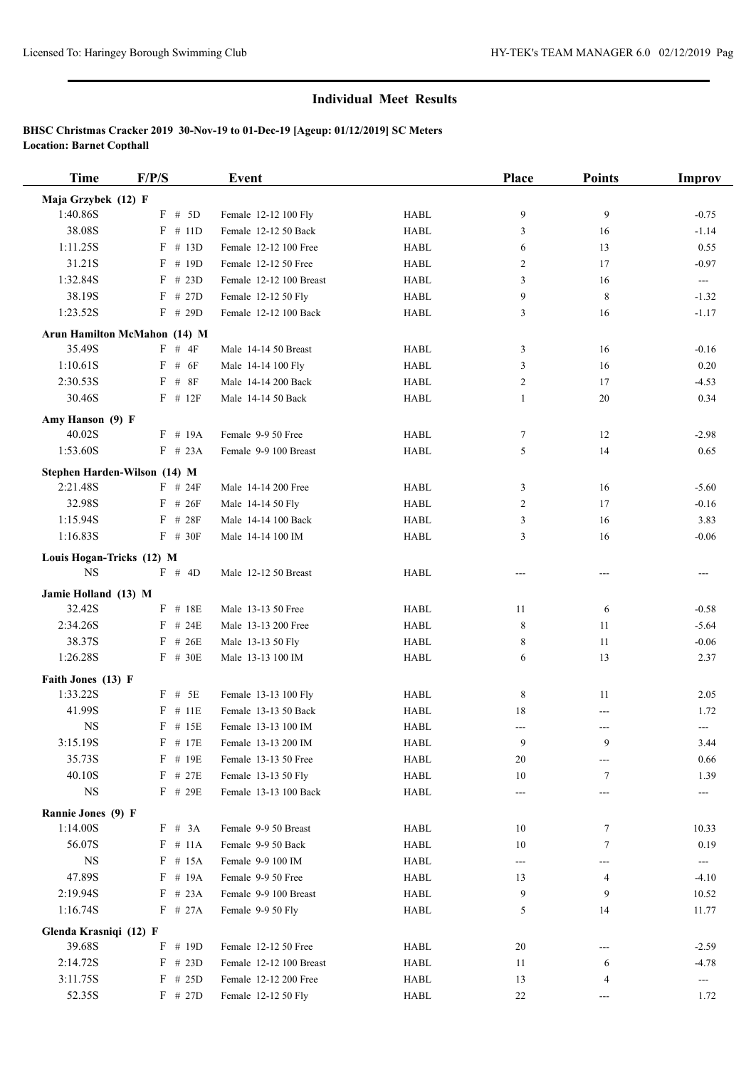## Individual Meet Results

**BHSC Christmas Cracker 2019 30-Nov-19 to 01-Dec-19 [Ageup: 01/12/2019] SC Meters**
**Location: Barnet Copthall**

| Time | F/P/S | Event | | Place | Points | Improv |
|---|---|---|---|---|---|---|
| **Maja Grzybek (12) F** | | | | | | |
| 1:40.86S | F # 5D | Female 12-12 100 Fly | HABL | 9 | 9 | -0.75 |
| 38.08S | F # 11D | Female 12-12 50 Back | HABL | 3 | 16 | -1.14 |
| 1:11.25S | F # 13D | Female 12-12 100 Free | HABL | 6 | 13 | 0.55 |
| 31.21S | F # 19D | Female 12-12 50 Free | HABL | 2 | 17 | -0.97 |
| 1:32.84S | F # 23D | Female 12-12 100 Breast | HABL | 3 | 16 | --- |
| 38.19S | F # 27D | Female 12-12 50 Fly | HABL | 9 | 8 | -1.32 |
| 1:23.52S | F # 29D | Female 12-12 100 Back | HABL | 3 | 16 | -1.17 |
| **Arun Hamilton McMahon (14) M** | | | | | | |
| 35.49S | F # 4F | Male 14-14 50 Breast | HABL | 3 | 16 | -0.16 |
| 1:10.61S | F # 6F | Male 14-14 100 Fly | HABL | 3 | 16 | 0.20 |
| 2:30.53S | F # 8F | Male 14-14 200 Back | HABL | 2 | 17 | -4.53 |
| 30.46S | F # 12F | Male 14-14 50 Back | HABL | 1 | 20 | 0.34 |
| **Amy Hanson (9) F** | | | | | | |
| 40.02S | F # 19A | Female 9-9 50 Free | HABL | 7 | 12 | -2.98 |
| 1:53.60S | F # 23A | Female 9-9 100 Breast | HABL | 5 | 14 | 0.65 |
| **Stephen Harden-Wilson (14) M** | | | | | | |
| 2:21.48S | F # 24F | Male 14-14 200 Free | HABL | 3 | 16 | -5.60 |
| 32.98S | F # 26F | Male 14-14 50 Fly | HABL | 2 | 17 | -0.16 |
| 1:15.94S | F # 28F | Male 14-14 100 Back | HABL | 3 | 16 | 3.83 |
| 1:16.83S | F # 30F | Male 14-14 100 IM | HABL | 3 | 16 | -0.06 |
| **Louis Hogan-Tricks (12) M** | | | | | | |
| NS | F # 4D | Male 12-12 50 Breast | HABL | --- | --- | --- |
| **Jamie Holland (13) M** | | | | | | |
| 32.42S | F # 18E | Male 13-13 50 Free | HABL | 11 | 6 | -0.58 |
| 2:34.26S | F # 24E | Male 13-13 200 Free | HABL | 8 | 11 | -5.64 |
| 38.37S | F # 26E | Male 13-13 50 Fly | HABL | 8 | 11 | -0.06 |
| 1:26.28S | F # 30E | Male 13-13 100 IM | HABL | 6 | 13 | 2.37 |
| **Faith Jones (13) F** | | | | | | |
| 1:33.22S | F # 5E | Female 13-13 100 Fly | HABL | 8 | 11 | 2.05 |
| 41.99S | F # 11E | Female 13-13 50 Back | HABL | 18 | --- | 1.72 |
| NS | F # 15E | Female 13-13 100 IM | HABL | --- | --- | --- |
| 3:15.19S | F # 17E | Female 13-13 200 IM | HABL | 9 | 9 | 3.44 |
| 35.73S | F # 19E | Female 13-13 50 Free | HABL | 20 | --- | 0.66 |
| 40.10S | F # 27E | Female 13-13 50 Fly | HABL | 10 | 7 | 1.39 |
| NS | F # 29E | Female 13-13 100 Back | HABL | --- | --- | --- |
| **Rannie Jones (9) F** | | | | | | |
| 1:14.00S | F # 3A | Female 9-9 50 Breast | HABL | 10 | 7 | 10.33 |
| 56.07S | F # 11A | Female 9-9 50 Back | HABL | 10 | 7 | 0.19 |
| NS | F # 15A | Female 9-9 100 IM | HABL | --- | --- | --- |
| 47.89S | F # 19A | Female 9-9 50 Free | HABL | 13 | 4 | -4.10 |
| 2:19.94S | F # 23A | Female 9-9 100 Breast | HABL | 9 | 9 | 10.52 |
| 1:16.74S | F # 27A | Female 9-9 50 Fly | HABL | 5 | 14 | 11.77 |
| **Glenda Krasniqi (12) F** | | | | | | |
| 39.68S | F # 19D | Female 12-12 50 Free | HABL | 20 | --- | -2.59 |
| 2:14.72S | F # 23D | Female 12-12 100 Breast | HABL | 11 | 6 | -4.78 |
| 3:11.75S | F # 25D | Female 12-12 200 Free | HABL | 13 | 4 | --- |
| 52.35S | F # 27D | Female 12-12 50 Fly | HABL | 22 | --- | 1.72 |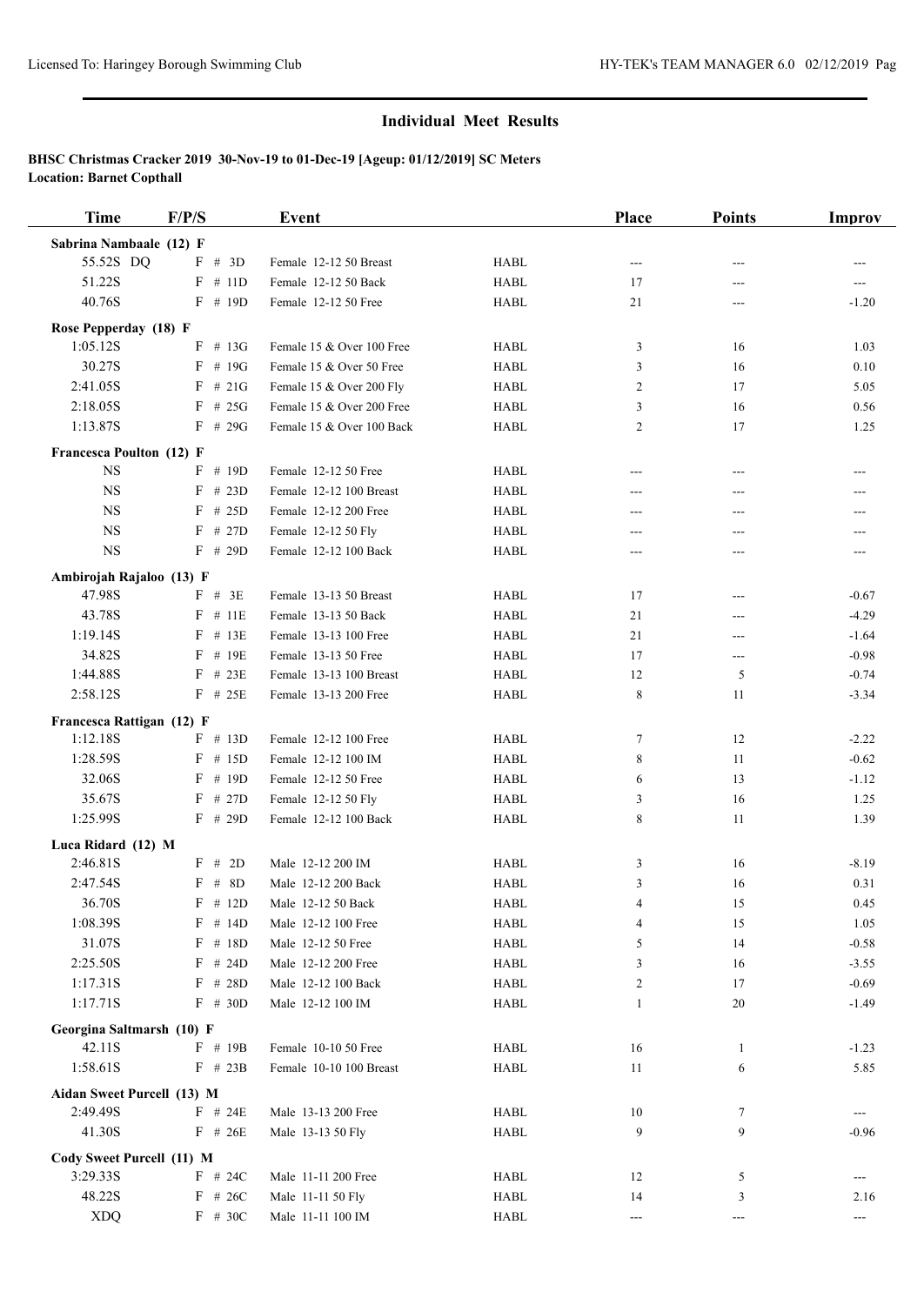## Individual Meet Results

**BHSC Christmas Cracker 2019 30-Nov-19 to 01-Dec-19 [Ageup: 01/12/2019] SC Meters**
**Location: Barnet Copthall**

| Time | F/P/S | Event | | Place | Points | Improv |
|---|---|---|---|---|---|---|
| **Sabrina Nambaale (12) F** | | | | | | |
| 55.52S DQ | F # 3D | Female 12-12 50 Breast | HABL | --- | --- | --- |
| 51.22S | F # 11D | Female 12-12 50 Back | HABL | 17 | --- | --- |
| 40.76S | F # 19D | Female 12-12 50 Free | HABL | 21 | --- | -1.20 |
| **Rose Pepperday (18) F** | | | | | | |
| 1:05.12S | F # 13G | Female 15 & Over 100 Free | HABL | 3 | 16 | 1.03 |
| 30.27S | F # 19G | Female 15 & Over 50 Free | HABL | 3 | 16 | 0.10 |
| 2:41.05S | F # 21G | Female 15 & Over 200 Fly | HABL | 2 | 17 | 5.05 |
| 2:18.05S | F # 25G | Female 15 & Over 200 Free | HABL | 3 | 16 | 0.56 |
| 1:13.87S | F # 29G | Female 15 & Over 100 Back | HABL | 2 | 17 | 1.25 |
| **Francesca Poulton (12) F** | | | | | | |
| NS | F # 19D | Female 12-12 50 Free | HABL | --- | --- | --- |
| NS | F # 23D | Female 12-12 100 Breast | HABL | --- | --- | --- |
| NS | F # 25D | Female 12-12 200 Free | HABL | --- | --- | --- |
| NS | F # 27D | Female 12-12 50 Fly | HABL | --- | --- | --- |
| NS | F # 29D | Female 12-12 100 Back | HABL | --- | --- | --- |
| **Ambirojah Rajaloo (13) F** | | | | | | |
| 47.98S | F # 3E | Female 13-13 50 Breast | HABL | 17 | --- | -0.67 |
| 43.78S | F # 11E | Female 13-13 50 Back | HABL | 21 | --- | -4.29 |
| 1:19.14S | F # 13E | Female 13-13 100 Free | HABL | 21 | --- | -1.64 |
| 34.82S | F # 19E | Female 13-13 50 Free | HABL | 17 | --- | -0.98 |
| 1:44.88S | F # 23E | Female 13-13 100 Breast | HABL | 12 | 5 | -0.74 |
| 2:58.12S | F # 25E | Female 13-13 200 Free | HABL | 8 | 11 | -3.34 |
| **Francesca Rattigan (12) F** | | | | | | |
| 1:12.18S | F # 13D | Female 12-12 100 Free | HABL | 7 | 12 | -2.22 |
| 1:28.59S | F # 15D | Female 12-12 100 IM | HABL | 8 | 11 | -0.62 |
| 32.06S | F # 19D | Female 12-12 50 Free | HABL | 6 | 13 | -1.12 |
| 35.67S | F # 27D | Female 12-12 50 Fly | HABL | 3 | 16 | 1.25 |
| 1:25.99S | F # 29D | Female 12-12 100 Back | HABL | 8 | 11 | 1.39 |
| **Luca Ridard (12) M** | | | | | | |
| 2:46.81S | F # 2D | Male 12-12 200 IM | HABL | 3 | 16 | -8.19 |
| 2:47.54S | F # 8D | Male 12-12 200 Back | HABL | 3 | 16 | 0.31 |
| 36.70S | F # 12D | Male 12-12 50 Back | HABL | 4 | 15 | 0.45 |
| 1:08.39S | F # 14D | Male 12-12 100 Free | HABL | 4 | 15 | 1.05 |
| 31.07S | F # 18D | Male 12-12 50 Free | HABL | 5 | 14 | -0.58 |
| 2:25.50S | F # 24D | Male 12-12 200 Free | HABL | 3 | 16 | -3.55 |
| 1:17.31S | F # 28D | Male 12-12 100 Back | HABL | 2 | 17 | -0.69 |
| 1:17.71S | F # 30D | Male 12-12 100 IM | HABL | 1 | 20 | -1.49 |
| **Georgina Saltmarsh (10) F** | | | | | | |
| 42.11S | F # 19B | Female 10-10 50 Free | HABL | 16 | 1 | -1.23 |
| 1:58.61S | F # 23B | Female 10-10 100 Breast | HABL | 11 | 6 | 5.85 |
| **Aidan Sweet Purcell (13) M** | | | | | | |
| 2:49.49S | F # 24E | Male 13-13 200 Free | HABL | 10 | 7 | --- |
| 41.30S | F # 26E | Male 13-13 50 Fly | HABL | 9 | 9 | -0.96 |
| **Cody Sweet Purcell (11) M** | | | | | | |
| 3:29.33S | F # 24C | Male 11-11 200 Free | HABL | 12 | 5 | --- |
| 48.22S | F # 26C | Male 11-11 50 Fly | HABL | 14 | 3 | 2.16 |
| XDQ | F # 30C | Male 11-11 100 IM | HABL | --- | --- | --- |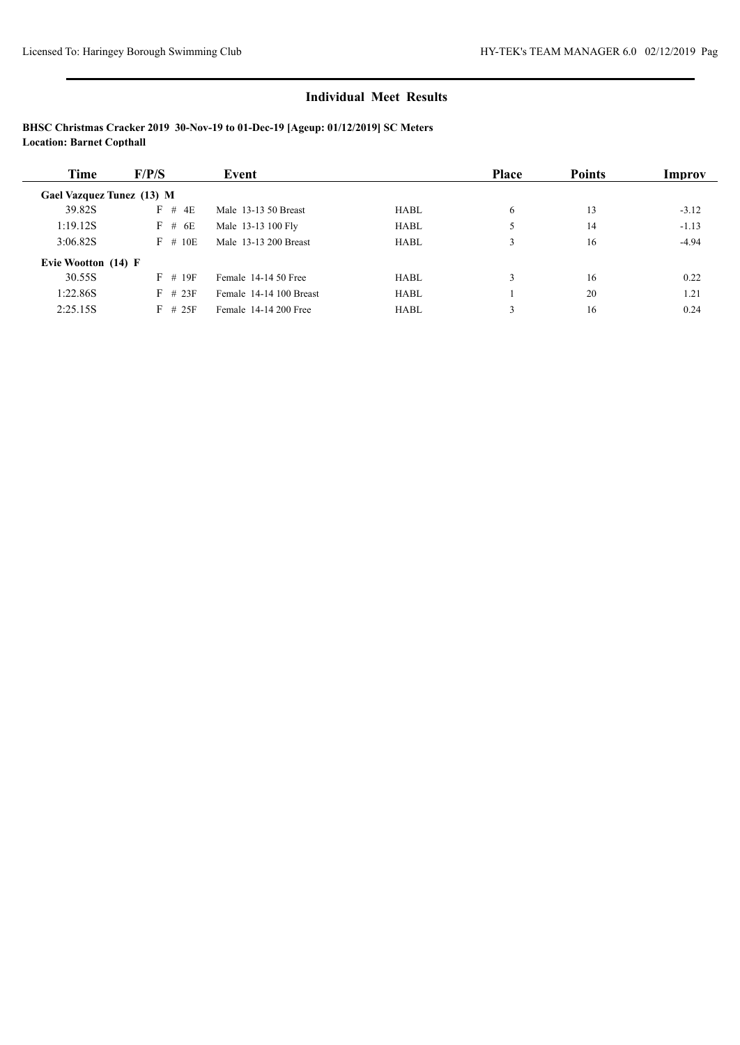## Individual Meet Results

**BHSC Christmas Cracker 2019 30-Nov-19 to 01-Dec-19 [Ageup: 01/12/2019] SC Meters**
**Location: Barnet Copthall**

| Time | F/P/S | Event | | Place | Points | Improv |
|---|---|---|---|---|---|---|
| **Gael Vazquez Tunez (13) M** | | | | | | |
| 39.82S | F # 4E | Male 13-13 50 Breast | HABL | 6 | 13 | -3.12 |
| 1:19.12S | F # 6E | Male 13-13 100 Fly | HABL | 5 | 14 | -1.13 |
| 3:06.82S | F # 10E | Male 13-13 200 Breast | HABL | 3 | 16 | -4.94 |
| **Evie Wootton (14) F** | | | | | | |
| 30.55S | F # 19F | Female 14-14 50 Free | HABL | 3 | 16 | 0.22 |
| 1:22.86S | F # 23F | Female 14-14 100 Breast | HABL | 1 | 20 | 1.21 |
| 2:25.15S | F # 25F | Female 14-14 200 Free | HABL | 3 | 16 | 0.24 |